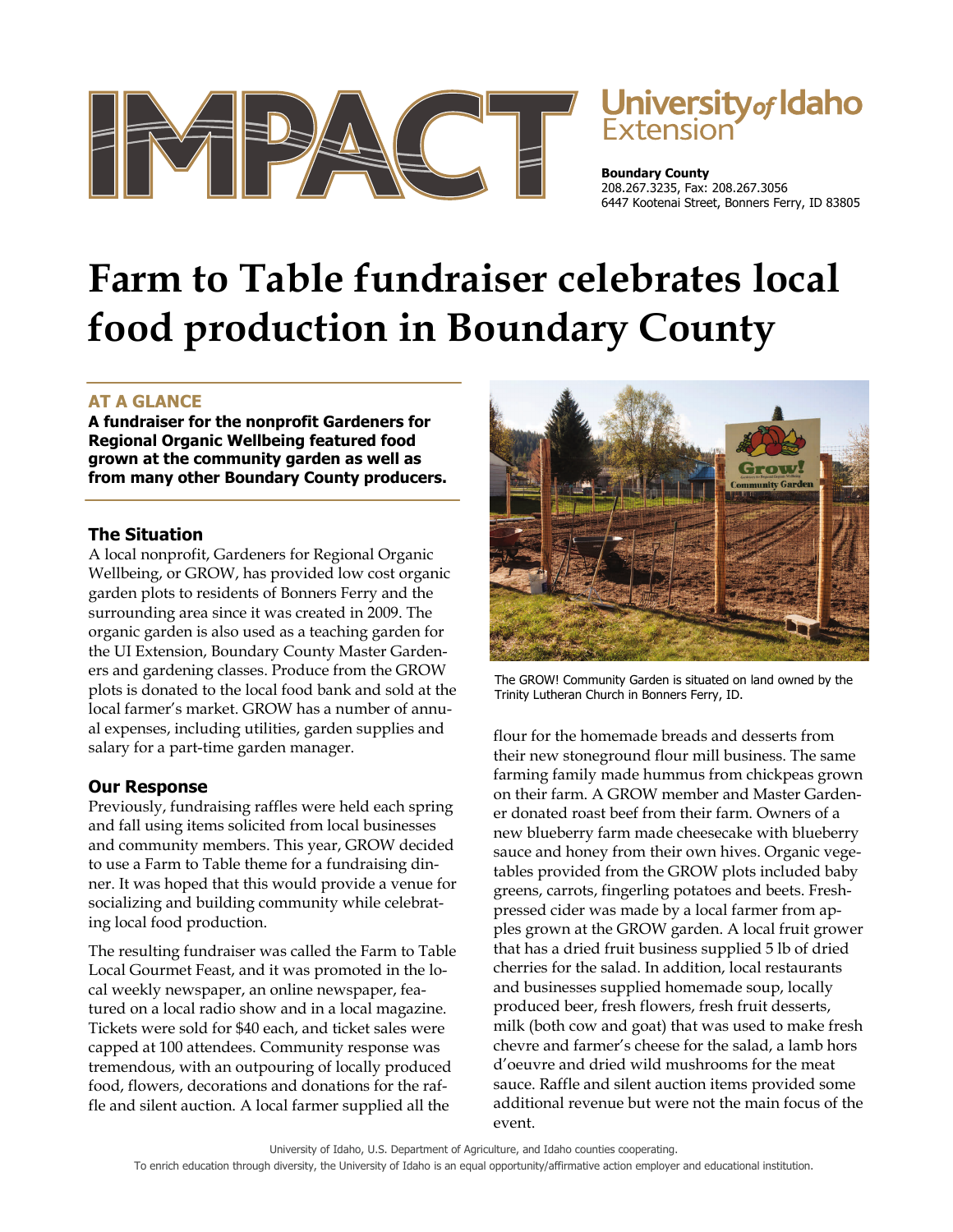# IMPACT

University *of* Idaho Extension

**Boundary County**
208.267.3235, Fax: 208.267.3056
6447 Kootenai Street, Bonners Ferry, ID 83805

# Farm to Table fundraiser celebrates local food production in Boundary County

## AT A GLANCE

**A fundraiser for the nonprofit Gardeners for Regional Organic Wellbeing featured food grown at the community garden as well as from many other Boundary County producers.**

### The Situation

A local nonprofit, Gardeners for Regional Organic Wellbeing, or GROW, has provided low cost organic garden plots to residents of Bonners Ferry and the surrounding area since it was created in 2009. The organic garden is also used as a teaching garden for the UI Extension, Boundary County Master Gardeners and gardening classes. Produce from the GROW plots is donated to the local food bank and sold at the local farmer's market. GROW has a number of annual expenses, including utilities, garden supplies and salary for a part-time garden manager.

### Our Response

Previously, fundraising raffles were held each spring and fall using items solicited from local businesses and community members. This year, GROW decided to use a Farm to Table theme for a fundraising dinner. It was hoped that this would provide a venue for socializing and building community while celebrating local food production.

The resulting fundraiser was called the Farm to Table Local Gourmet Feast, and it was promoted in the local weekly newspaper, an online newspaper, featured on a local radio show and in a local magazine. Tickets were sold for $40 each, and ticket sales were capped at 100 attendees. Community response was tremendous, with an outpouring of locally produced food, flowers, decorations and donations for the raffle and silent auction. A local farmer supplied all the flour for the homemade breads and desserts from their new stoneground flour mill business. The same farming family made hummus from chickpeas grown on their farm. A GROW member and Master Gardener donated roast beef from their farm. Owners of a new blueberry farm made cheesecake with blueberry sauce and honey from their own hives. Organic vegetables provided from the GROW plots included baby greens, carrots, fingerling potatoes and beets. Fresh-pressed cider was made by a local farmer from apples grown at the GROW garden. A local fruit grower that has a dried fruit business supplied 5 lb of dried cherries for the salad. In addition, local restaurants and businesses supplied homemade soup, locally produced beer, fresh flowers, fresh fruit desserts, milk (both cow and goat) that was used to make fresh chevre and farmer's cheese for the salad, a lamb hors d'oeuvre and dried wild mushrooms for the meat sauce. Raffle and silent auction items provided some additional revenue but were not the main focus of the event.

The GROW! Community Garden is situated on land owned by the Trinity Lutheran Church in Bonners Ferry, ID.

University of Idaho, U.S. Department of Agriculture, and Idaho counties cooperating.
To enrich education through diversity, the University of Idaho is an equal opportunity/affirmative action employer and educational institution.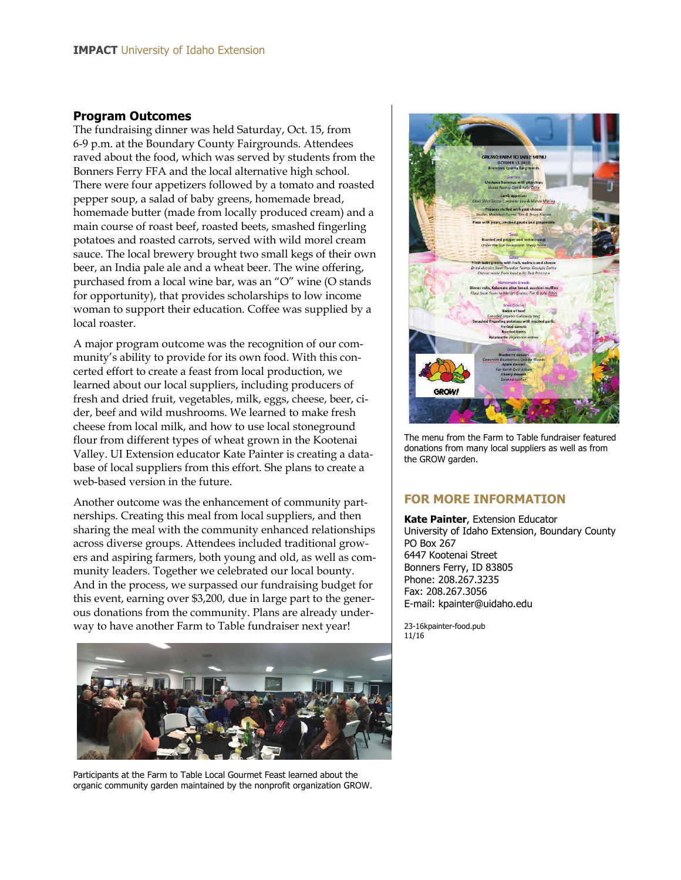## Program Outcomes

The fundraising dinner was held Saturday, Oct. 15, from 6-9 p.m. at the Boundary County Fairgrounds. Attendees raved about the food, which was served by students from the Bonners Ferry FFA and the local alternative high school. There were four appetizers followed by a tomato and roasted pepper soup, a salad of baby greens, homemade bread, homemade butter (made from locally produced cream) and a main course of roast beef, roasted beets, smashed fingerling potatoes and roasted carrots, served with wild morel cream sauce. The local brewery brought two small kegs of their own beer, an India pale ale and a wheat beer. The wine offering, purchased from a local wine bar, was an "O" wine (O stands for opportunity), that provides scholarships to low income woman to support their education. Coffee was supplied by a local roaster.

A major program outcome was the recognition of our community's ability to provide for its own food. With this concerted effort to create a feast from local production, we learned about our local suppliers, including producers of fresh and dried fruit, vegetables, milk, eggs, cheese, beer, cider, beef and wild mushrooms. We learned to make fresh cheese from local milk, and how to use local stoneground flour from different types of wheat grown in the Kootenai Valley. UI Extension educator Kate Painter is creating a database of local suppliers from this effort. She plans to create a web-based version in the future.

Another outcome was the enhancement of community partnerships. Creating this meal from local suppliers, and then sharing the meal with the community enhanced relationships across diverse groups. Attendees included traditional growers and aspiring farmers, both young and old, as well as community leaders. Together we celebrated our local bounty. And in the process, we surpassed our fundraising budget for this event, earning over $3,200, due in large part to the generous donations from the community. Plans are already underway to have another Farm to Table fundraiser next year!

Participants at the Farm to Table Local Gourmet Feast learned about the organic community garden maintained by the nonprofit organization GROW.

The menu from the Farm to Table fundraiser featured donations from many local suppliers as well as from the GROW garden.

## FOR MORE INFORMATION

**Kate Painter**, Extension Educator
University of Idaho Extension, Boundary County
PO Box 267
6447 Kootenai Street
Bonners Ferry, ID 83805
Phone: 208.267.3235
Fax: 208.267.3056
E-mail: kpainter@uidaho.edu

23-16kpainter-food.pub
11/16